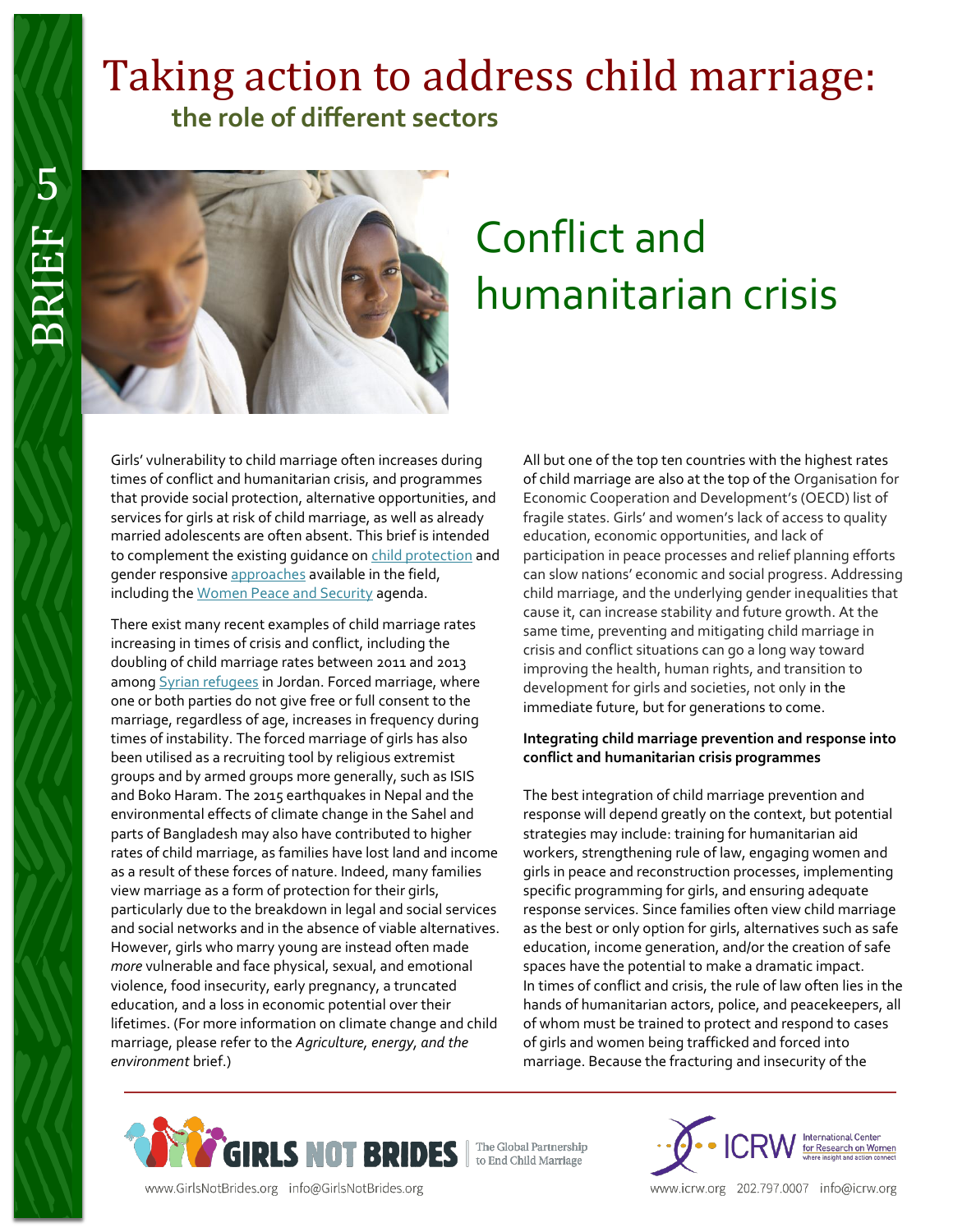# Taking action to address child marriage: the role of different sectors

BRIEF 5

## Conflict and humanitarian crisis

Girls' vulnerability to child marriage often increases during times of conflict and humanitarian crisis, and programmes that provide social protection, alternative opportunities, and services for girls at risk of child marriage, as well as already married adolescents are often absent. This brief is intended to complement the existing guidance on child protection and gender responsive approaches available in the field, including the Women Peace and Security agenda.

There exist many recent examples of child marriage rates increasing in times of crisis and conflict, including the doubling of child marriage rates between 2011 and 2013 among Syrian refugees in Jordan. Forced marriage, where one or both parties do not give free or full consent to the marriage, regardless of age, increases in frequency during times of instability. The forced marriage of girls has also been utilised as a recruiting tool by religious extremist groups and by armed groups more generally, such as ISIS and Boko Haram. The 2015 earthquakes in Nepal and the environmental effects of climate change in the Sahel and parts of Bangladesh may also have contributed to higher rates of child marriage, as families have lost land and income as a result of these forces of nature. Indeed, many families view marriage as a form of protection for their girls, particularly due to the breakdown in legal and social services and social networks and in the absence of viable alternatives. However, girls who marry young are instead often made *more* vulnerable and face physical, sexual, and emotional violence, food insecurity, early pregnancy, a truncated education, and a loss in economic potential over their lifetimes. (For more information on climate change and child marriage, please refer to the *Agriculture, energy, and the environment* brief.)

All but one of the top ten countries with the highest rates of child marriage are also at the top of the Organisation for Economic Cooperation and Development's (OECD) list of fragile states. Girls' and women's lack of access to quality education, economic opportunities, and lack of participation in peace processes and relief planning efforts can slow nations' economic and social progress. Addressing child marriage, and the underlying gender inequalities that cause it, can increase stability and future growth. At the same time, preventing and mitigating child marriage in crisis and conflict situations can go a long way toward improving the health, human rights, and transition to development for girls and societies, not only in the immediate future, but for generations to come.

**Integrating child marriage prevention and response into conflict and humanitarian crisis programmes**

The best integration of child marriage prevention and response will depend greatly on the context, but potential strategies may include: training for humanitarian aid workers, strengthening rule of law, engaging women and girls in peace and reconstruction processes, implementing specific programming for girls, and ensuring adequate response services. Since families often view child marriage as the best or only option for girls, alternatives such as safe education, income generation, and/or the creation of safe spaces have the potential to make a dramatic impact. In times of conflict and crisis, the rule of law often lies in the hands of humanitarian actors, police, and peacekeepers, all of whom must be trained to protect and respond to cases of girls and women being trafficked and forced into marriage. Because the fracturing and insecurity of the

GIRLS NOT BRIDES — The Global Partnership to End Child Marriage — www.GirlsNotBrides.org info@GirlsNotBrides.org

ICRW — International Center for Research on Women — where insight and action connect — www.icrw.org 202.797.0007 info@icrw.org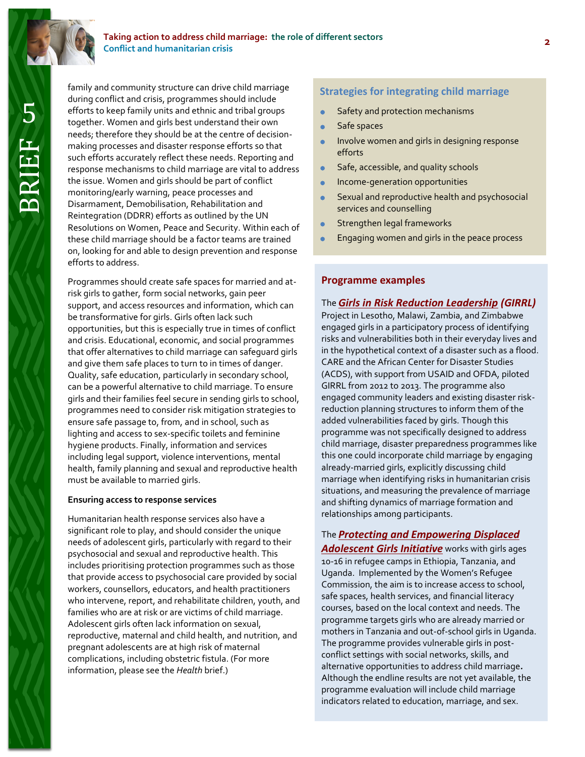family and community structure can drive child marriage during conflict and crisis, programmes should include efforts to keep family units and ethnic and tribal groups together. Women and girls best understand their own needs; therefore they should be at the centre of decision-making processes and disaster response efforts so that such efforts accurately reflect these needs. Reporting and response mechanisms to child marriage are vital to address the issue. Women and girls should be part of conflict monitoring/early warning, peace processes and Disarmament, Demobilisation, Rehabilitation and Reintegration (DDRR) efforts as outlined by the UN Resolutions on Women, Peace and Security. Within each of these child marriage should be a factor teams are trained on, looking for and able to design prevention and response efforts to address.

Programmes should create safe spaces for married and at-risk girls to gather, form social networks, gain peer support, and access resources and information, which can be transformative for girls. Girls often lack such opportunities, but this is especially true in times of conflict and crisis. Educational, economic, and social programmes that offer alternatives to child marriage can safeguard girls and give them safe places to turn to in times of danger. Quality, safe education, particularly in secondary school, can be a powerful alternative to child marriage. To ensure girls and their families feel secure in sending girls to school, programmes need to consider risk mitigation strategies to ensure safe passage to, from, and in school, such as lighting and access to sex-specific toilets and feminine hygiene products. Finally, information and services including legal support, violence interventions, mental health, family planning and sexual and reproductive health must be available to married girls.

**Ensuring access to response services**

Humanitarian health response services also have a significant role to play, and should consider the unique needs of adolescent girls, particularly with regard to their psychosocial and sexual and reproductive health. This includes prioritising protection programmes such as those that provide access to psychosocial care provided by social workers, counsellors, educators, and health practitioners who intervene, report, and rehabilitate children, youth, and families who are at risk or are victims of child marriage. Adolescent girls often lack information on sexual, reproductive, maternal and child health, and nutrition, and pregnant adolescents are at high risk of maternal complications, including obstetric fistula. (For more information, please see the *Health* brief.)

### Strategies for integrating child marriage

- Safety and protection mechanisms
- Safe spaces
- Involve women and girls in designing response efforts
- Safe, accessible, and quality schools
- Income-generation opportunities
- Sexual and reproductive health and psychosocial services and counselling
- Strengthen legal frameworks
- Engaging women and girls in the peace process

### Programme examples

The ***Girls in Risk Reduction Leadership* (GIRRL)** Project in Lesotho, Malawi, Zambia, and Zimbabwe engaged girls in a participatory process of identifying risks and vulnerabilities both in their everyday lives and in the hypothetical context of a disaster such as a flood. CARE and the African Center for Disaster Studies (ACDS), with support from USAID and OFDA, piloted GIRRL from 2012 to 2013. The programme also engaged community leaders and existing disaster risk-reduction planning structures to inform them of the added vulnerabilities faced by girls. Though this programme was not specifically designed to address child marriage, disaster preparedness programmes like this one could incorporate child marriage by engaging already-married girls, explicitly discussing child marriage when identifying risks in humanitarian crisis situations, and measuring the prevalence of marriage and shifting dynamics of marriage formation and relationships among participants.

The ***Protecting and Empowering Displaced Adolescent Girls Initiative*** works with girls ages 10-16 in refugee camps in Ethiopia, Tanzania, and Uganda. Implemented by the Women's Refugee Commission, the aim is to increase access to school, safe spaces, health services, and financial literacy courses, based on the local context and needs. The programme targets girls who are already married or mothers in Tanzania and out-of-school girls in Uganda. The programme provides vulnerable girls in post-conflict settings with social networks, skills, and alternative opportunities to address child marriage**.** Although the endline results are not yet available, the programme evaluation will include child marriage indicators related to education, marriage, and sex.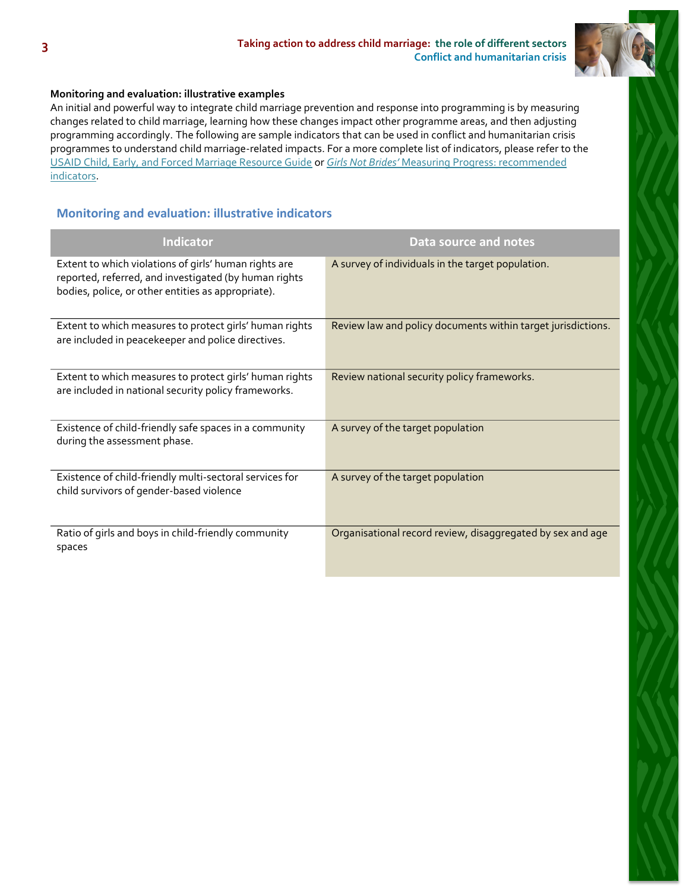**Monitoring and evaluation: illustrative examples**

An initial and powerful way to integrate child marriage prevention and response into programming is by measuring changes related to child marriage, learning how these changes impact other programme areas, and then adjusting programming accordingly. The following are sample indicators that can be used in conflict and humanitarian crisis programmes to understand child marriage-related impacts. For a more complete list of indicators, please refer to the USAID Child, Early, and Forced Marriage Resource Guide or *Girls Not Brides'* Measuring Progress: recommended indicators.

## Monitoring and evaluation: illustrative indicators

| Indicator | Data source and notes |
|---|---|
| Extent to which violations of girls' human rights are reported, referred, and investigated (by human rights bodies, police, or other entities as appropriate). | A survey of individuals in the target population. |
| Extent to which measures to protect girls' human rights are included in peacekeeper and police directives. | Review law and policy documents within target jurisdictions. |
| Extent to which measures to protect girls' human rights are included in national security policy frameworks. | Review national security policy frameworks. |
| Existence of child-friendly safe spaces in a community during the assessment phase. | A survey of the target population |
| Existence of child-friendly multi-sectoral services for child survivors of gender-based violence | A survey of the target population |
| Ratio of girls and boys in child-friendly community spaces | Organisational record review, disaggregated by sex and age |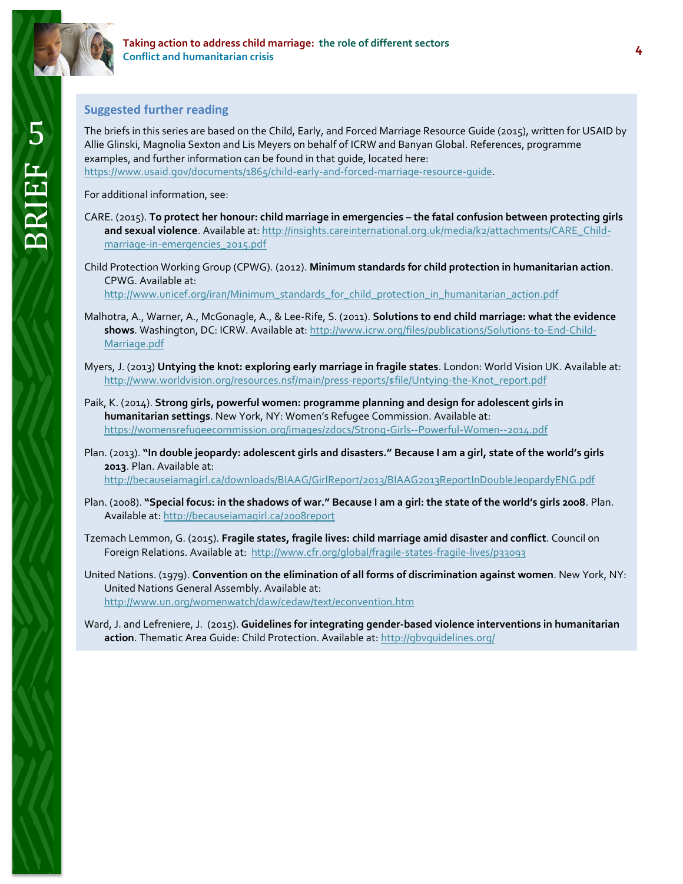## Suggested further reading

The briefs in this series are based on the Child, Early, and Forced Marriage Resource Guide (2015), written for USAID by Allie Glinski, Magnolia Sexton and Lis Meyers on behalf of ICRW and Banyan Global. References, programme examples, and further information can be found in that guide, located here: https://www.usaid.gov/documents/1865/child-early-and-forced-marriage-resource-guide.

For additional information, see:

CARE. (2015). **To protect her honour: child marriage in emergencies – the fatal confusion between protecting girls and sexual violence**. Available at: http://insights.careinternational.org.uk/media/k2/attachments/CARE_Child-marriage-in-emergencies_2015.pdf

Child Protection Working Group (CPWG). (2012). **Minimum standards for child protection in humanitarian action**. CPWG. Available at: http://www.unicef.org/iran/Minimum_standards_for_child_protection_in_humanitarian_action.pdf

Malhotra, A., Warner, A., McGonagle, A., & Lee-Rife, S. (2011). **Solutions to end child marriage: what the evidence shows**. Washington, DC: ICRW. Available at: http://www.icrw.org/files/publications/Solutions-to-End-Child-Marriage.pdf

Myers, J. (2013) **Untying the knot: exploring early marriage in fragile states**. London: World Vision UK. Available at: http://www.worldvision.org/resources.nsf/main/press-reports/$file/Untying-the-Knot_report.pdf

Paik, K. (2014). **Strong girls, powerful women: programme planning and design for adolescent girls in humanitarian settings**. New York, NY: Women's Refugee Commission. Available at: https://womensrefugeecommission.org/images/zdocs/Strong-Girls--Powerful-Women--2014.pdf

Plan. (2013). **"In double jeopardy: adolescent girls and disasters." Because I am a girl, state of the world's girls 2013**. Plan. Available at: http://becauseiamagirl.ca/downloads/BIAAG/GirlReport/2013/BIAAG2013ReportInDoubleJeopardyENG.pdf

Plan. (2008). **"Special focus: in the shadows of war." Because I am a girl: the state of the world's girls 2008**. Plan. Available at: http://becauseiamagirl.ca/2008report

Tzemach Lemmon, G. (2015). **Fragile states, fragile lives: child marriage amid disaster and conflict**. Council on Foreign Relations. Available at: http://www.cfr.org/global/fragile-states-fragile-lives/p33093

United Nations. (1979). **Convention on the elimination of all forms of discrimination against women**. New York, NY: United Nations General Assembly. Available at: http://www.un.org/womenwatch/daw/cedaw/text/econvention.htm

Ward, J. and Lefreniere, J. (2015). **Guidelines for integrating gender-based violence interventions in humanitarian action**. Thematic Area Guide: Child Protection. Available at: http://gbvguidelines.org/